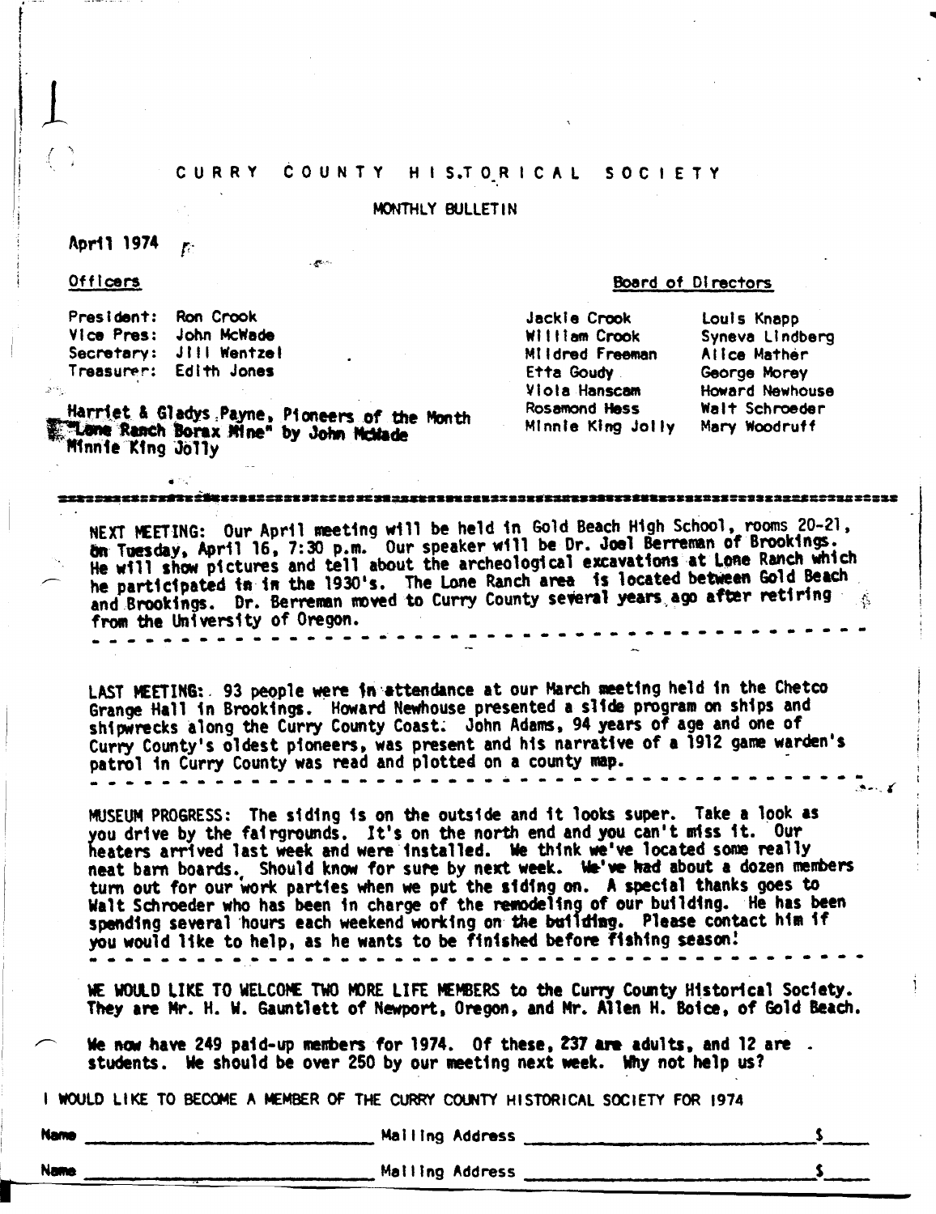# CURRY COUNTY HISTORICAL SOCIETY

MONTHLY BULLETIN

April 1974

**Officers**

President: Ron Crook
Vice Pres: John McWade
Secretary: Jill Wentzel
Treasurer: Edith Jones

**Board of Directors**

| | |
|---|---|
| Jackie Crook | Louis Knapp |
| William Crook | Syneva Lindberg |
| Mildred Freeman | Alice Mather |
| Etta Goudy | George Morey |
| Viola Hanscam | Howard Newhouse |
| Rosamond Hess | Walt Schroeder |
| Minnie King Jolly | Mary Woodruff |

Harriet & Gladys Payne, Pioneers of the Month
"Lone Ranch Borax Mine" by John McWade
Minnie King Jolly

---

NEXT MEETING: Our April meeting will be held in Gold Beach High School, rooms 20-21, on Tuesday, April 16, 7:30 p.m. Our speaker will be Dr. Joel Berreman of Brookings. He will show pictures and tell about the archeological excavations at Lone Ranch which he participated in in the 1930's. The Lone Ranch area is located between Gold Beach and Brookings. Dr. Berreman moved to Curry County several years ago after retiring from the University of Oregon.

---

LAST MEETING: 93 people were in attendance at our March meeting held in the Chetco Grange Hall in Brookings. Howard Newhouse presented a slide program on ships and shipwrecks along the Curry County Coast. John Adams, 94 years of age and one of Curry County's oldest pioneers, was present and his narrative of a 1912 game warden's patrol in Curry County was read and plotted on a county map.

---

MUSEUM PROGRESS: The siding is on the outside and it looks super. Take a look as you drive by the fairgrounds. It's on the north end and you can't miss it. Our heaters arrived last week and were installed. We think we've located some really neat barn boards. Should know for sure by next week. We've had about a dozen members turn out for our work parties when we put the siding on. A special thanks goes to Walt Schroeder who has been in charge of the remodeling of our building. He has been spending several hours each weekend working on the building. Please contact him if you would like to help, as he wants to be finished before fishing season!

---

WE WOULD LIKE TO WELCOME TWO MORE LIFE MEMBERS to the Curry County Historical Society. They are Mr. H. W. Gauntlett of Newport, Oregon, and Mr. Allen H. Boice, of Gold Beach.

We now have 249 paid-up members for 1974. Of these, 237 are adults, and 12 are students. We should be over 250 by our meeting next week. Why not help us?

I WOULD LIKE TO BECOME A MEMBER OF THE CURRY COUNTY HISTORICAL SOCIETY FOR 1974

Name ______________________ Mailing Address ______________________ $_____

Name ______________________ Mailing Address ______________________ $_____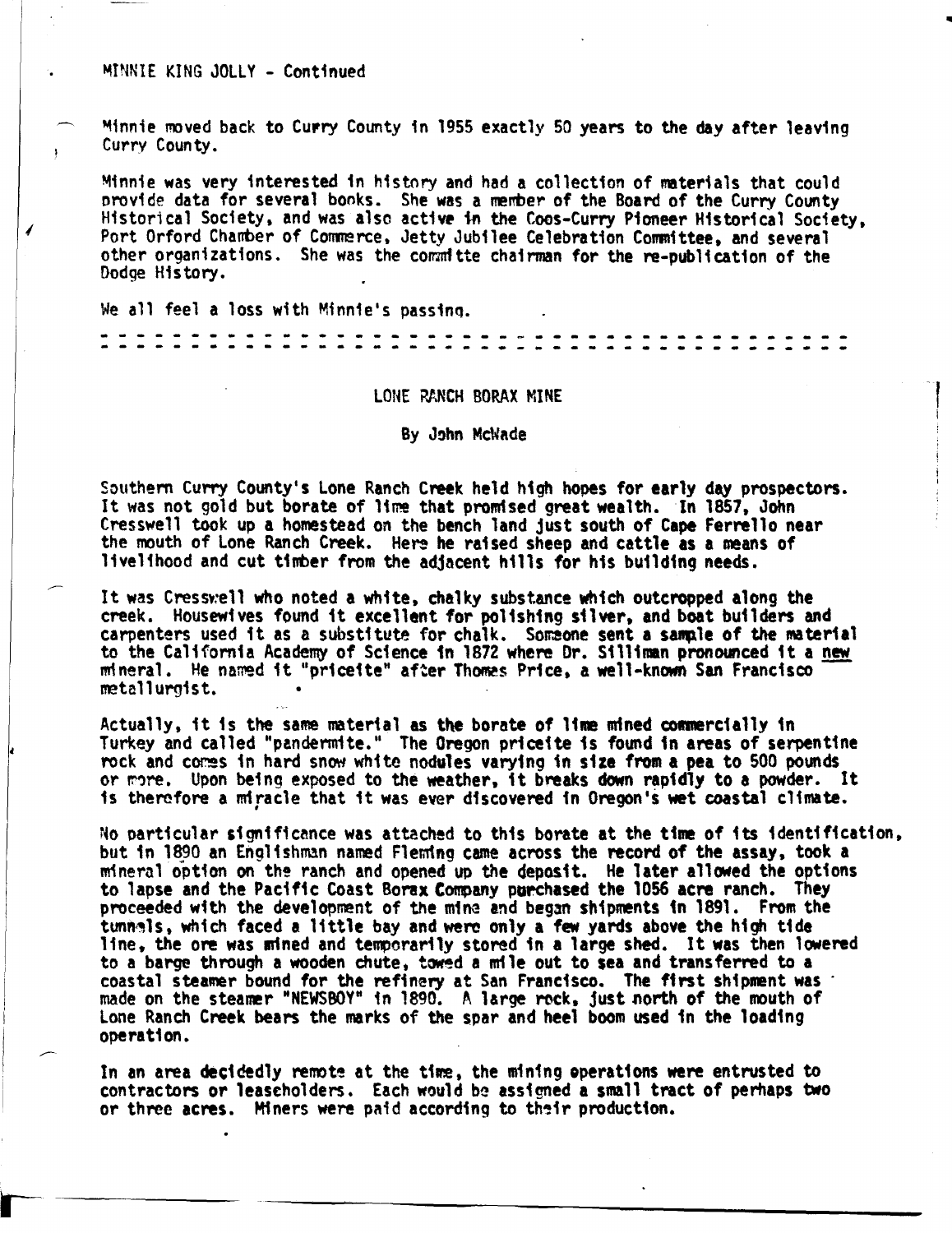MINNIE KING JOLLY - Continued

Minnie moved back to Curry County in 1955 exactly 50 years to the day after leaving Curry County.

Minnie was very interested in history and had a collection of materials that could provide data for several books. She was a member of the Board of the Curry County Historical Society, and was also active in the Coos-Curry Pioneer Historical Society, Port Orford Chamber of Commerce, Jetty Jubilee Celebration Committee, and several other organizations. She was the committe chairman for the re-publication of the Dodge History.

We all feel a loss with Minnie's passing.

---

## LONE RANCH BORAX MINE

By John McWade

Southern Curry County's Lone Ranch Creek held high hopes for early day prospectors. It was not gold but borate of lime that promised great wealth. In 1857, John Cresswell took up a homestead on the bench land just south of Cape Ferrello near the mouth of Lone Ranch Creek. Here he raised sheep and cattle as a means of livelihood and cut timber from the adjacent hills for his building needs.

It was Cresswell who noted a white, chalky substance which outcropped along the creek. Housewives found it excellent for polishing silver, and boat builders and carpenters used it as a substitute for chalk. Someone sent a sample of the material to the California Academy of Science in 1872 where Dr. Silliman pronounced it a new mineral. He named it "priceite" after Thomas Price, a well-known San Francisco metallurgist.

Actually, it is the same material as the borate of lime mined commercially in Turkey and called "pandermite." The Oregon priceite is found in areas of serpentine rock and comes in hard snow white nodules varying in size from a pea to 500 pounds or more. Upon being exposed to the weather, it breaks down rapidly to a powder. It is therefore a miracle that it was ever discovered in Oregon's wet coastal climate.

No particular significance was attached to this borate at the time of its identification, but in 1890 an Englishman named Fleming came across the record of the assay, took a mineral option on the ranch and opened up the deposit. He later allowed the options to lapse and the Pacific Coast Borax Company purchased the 1056 acre ranch. They proceeded with the development of the mine and began shipments in 1891. From the tunnels, which faced a little bay and were only a few yards above the high tide line, the ore was mined and temporarily stored in a large shed. It was then lowered to a barge through a wooden chute, towed a mile out to sea and transferred to a coastal steamer bound for the refinery at San Francisco. The first shipment was made on the steamer "NEWSBOY" in 1890. A large rock, just north of the mouth of Lone Ranch Creek bears the marks of the spar and heel boom used in the loading operation.

In an area decidedly remote at the time, the mining operations were entrusted to contractors or leaseholders. Each would be assigned a small tract of perhaps two or three acres. Miners were paid according to their production.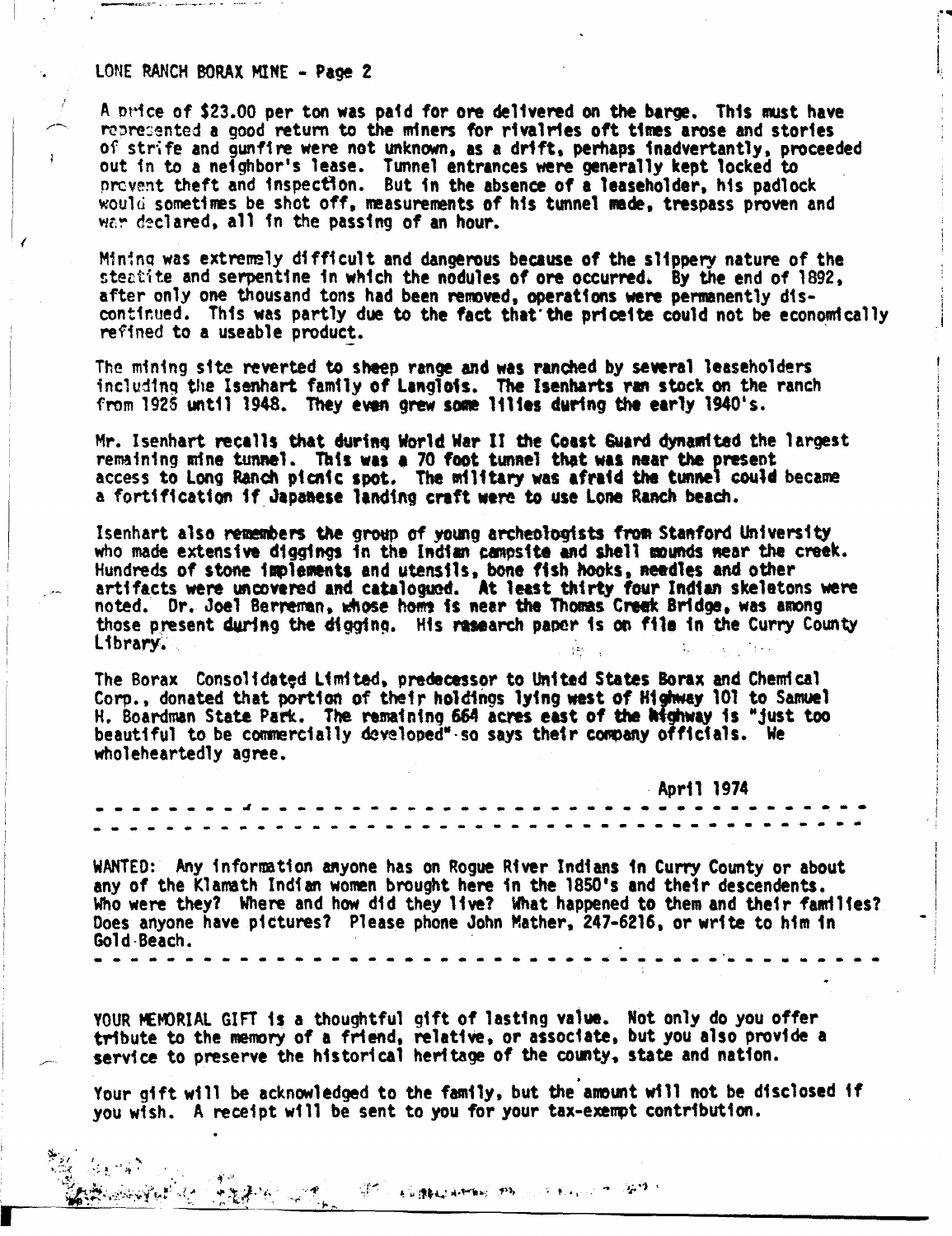LONE RANCH BORAX MINE - Page 2

A price of $23.00 per ton was paid for ore delivered on the barge. This must have represented a good return to the miners for rivalries oft times arose and stories of strife and gunfire were not unknown, as a drift, perhaps inadvertantly, proceeded out in to a neighbor's lease. Tunnel entrances were generally kept locked to prevent theft and inspection. But in the absence of a leaseholder, his padlock would sometimes be shot off, measurements of his tunnel made, trespass proven and war declared, all in the passing of an hour.

Mining was extremely difficult and dangerous because of the slippery nature of the steatite and serpentine in which the nodules of ore occurred. By the end of 1892, after only one thousand tons had been removed, operations were permanently discontinued. This was partly due to the fact that the priceite could not be economically refined to a useable product.

The mining site reverted to sheep range and was ranched by several leaseholders including the Isenhart family of Langlois. The Isenharts ran stock on the ranch from 1926 until 1948. They even grew some lilies during the early 1940's.

Mr. Isenhart recalls that during World War II the Coast Guard dynamited the largest remaining mine tunnel. This was a 70 foot tunnel that was near the present access to Long Ranch picnic spot. The military was afraid the tunnel could became a fortification if Japanese landing craft were to use Lone Ranch beach.

Isenhart also remembers the group of young archeologists from Stanford University who made extensive diggings in the Indian campsite and shell mounds near the creek. Hundreds of stone implements and utensils, bone fish hooks, needles and other artifacts were uncovered and catalogued. At least thirty four Indian skeletons were noted. Dr. Joel Berreman, whose home is near the Thomas Creek Bridge, was among those present during the digging. His research paper is on file in the Curry County Library.

The Borax Consolidated Limited, predecessor to United States Borax and Chemical Corp., donated that portion of their holdings lying west of Highway 101 to Samuel H. Boardman State Park. The remaining 664 acres east of the highway is "just too beautiful to be commercially developed" so says their company officials. We wholeheartedly agree.

April 1974

---

WANTED: Any information anyone has on Rogue River Indians in Curry County or about any of the Klamath Indian women brought here in the 1850's and their descendents. Who were they? Where and how did they live? What happened to them and their families? Does anyone have pictures? Please phone John Mather, 247-6216, or write to him in Gold Beach.

---

YOUR MEMORIAL GIFT is a thoughtful gift of lasting value. Not only do you offer tribute to the memory of a friend, relative, or associate, but you also provide a service to preserve the historical heritage of the county, state and nation.

Your gift will be acknowledged to the family, but the amount will not be disclosed if you wish. A receipt will be sent to you for your tax-exempt contribution.